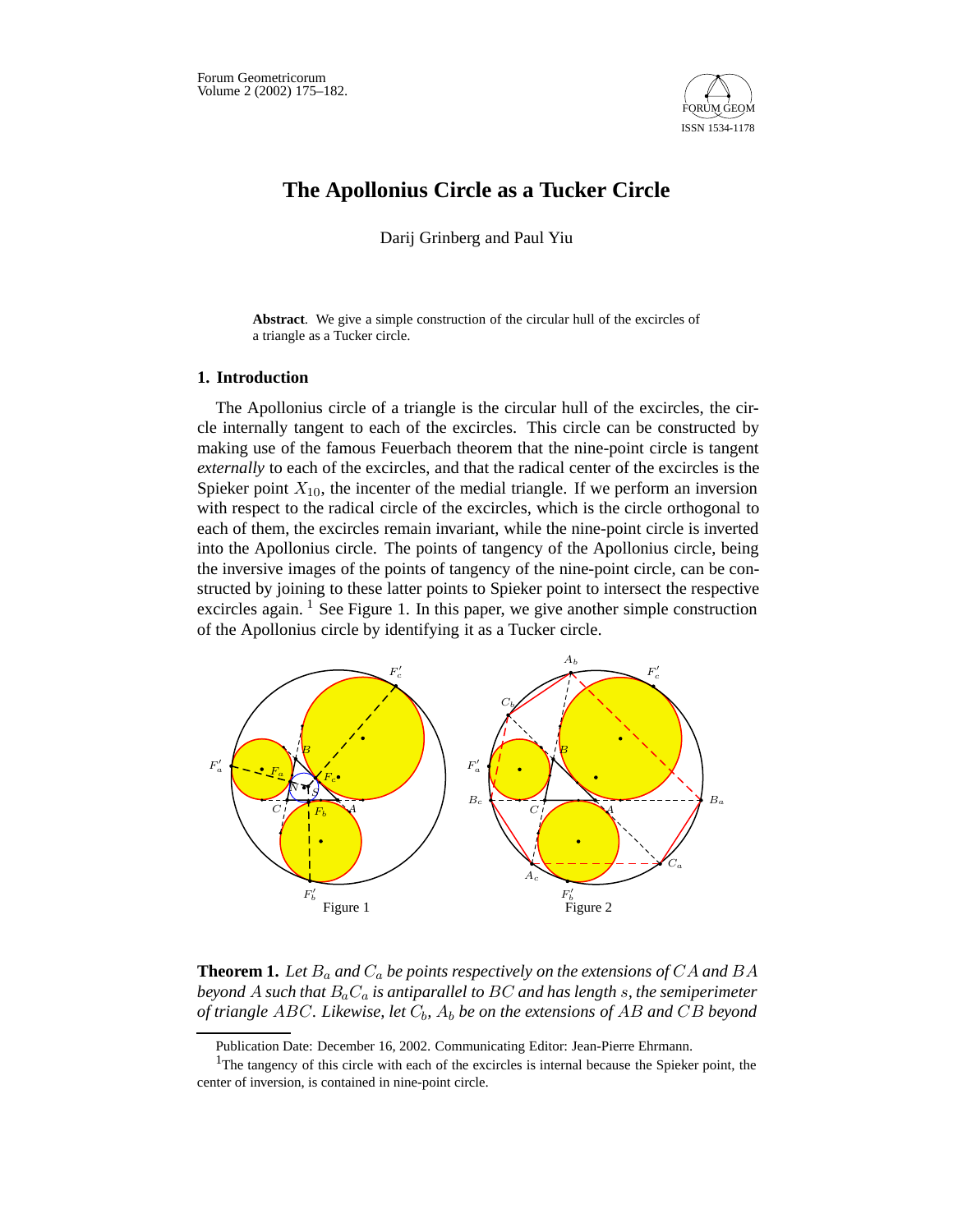# The Apollonius Circle as a Tucker Circle

Darij Grinberg and Paul Yiu

**Abstract**. We give a simple construction of the circular hull of the excircles of a triangle as a Tucker circle.

## 1. Introduction

The Apollonius circle of a triangle is the circular hull of the excircles, the circle internally tangent to each of the excircles. This circle can be constructed by making use of the famous Feuerbach theorem that the nine-point circle is tangent *externally* to each of the excircles, and that the radical center of the excircles is the Spieker point $X_{10}$, the incenter of the medial triangle. If we perform an inversion with respect to the radical circle of the excircles, which is the circle orthogonal to each of them, the excircles remain invariant, while the nine-point circle is inverted into the Apollonius circle. The points of tangency of the Apollonius circle, being the inversive images of the points of tangency of the nine-point circle, can be constructed by joining to these latter points to Spieker point to intersect the respective excircles again. [1] See Figure 1. In this paper, we give another simple construction of the Apollonius circle by identifying it as a Tucker circle.

Figure 1

Figure 2

**Theorem 1.** *Let $B_a$ and $C_a$ be points respectively on the extensions of $CA$ and $BA$ beyond $A$ such that $B_aC_a$ is antiparallel to $BC$ and has length $s$, the semiperimeter of triangle $ABC$. Likewise, let $C_b$, $A_b$ be on the extensions of $AB$ and $CB$ beyond*

Publication Date: December 16, 2002. Communicating Editor: Jean-Pierre Ehrmann.

[1] The tangency of this circle with each of the excircles is internal because the Spieker point, the center of inversion, is contained in nine-point circle.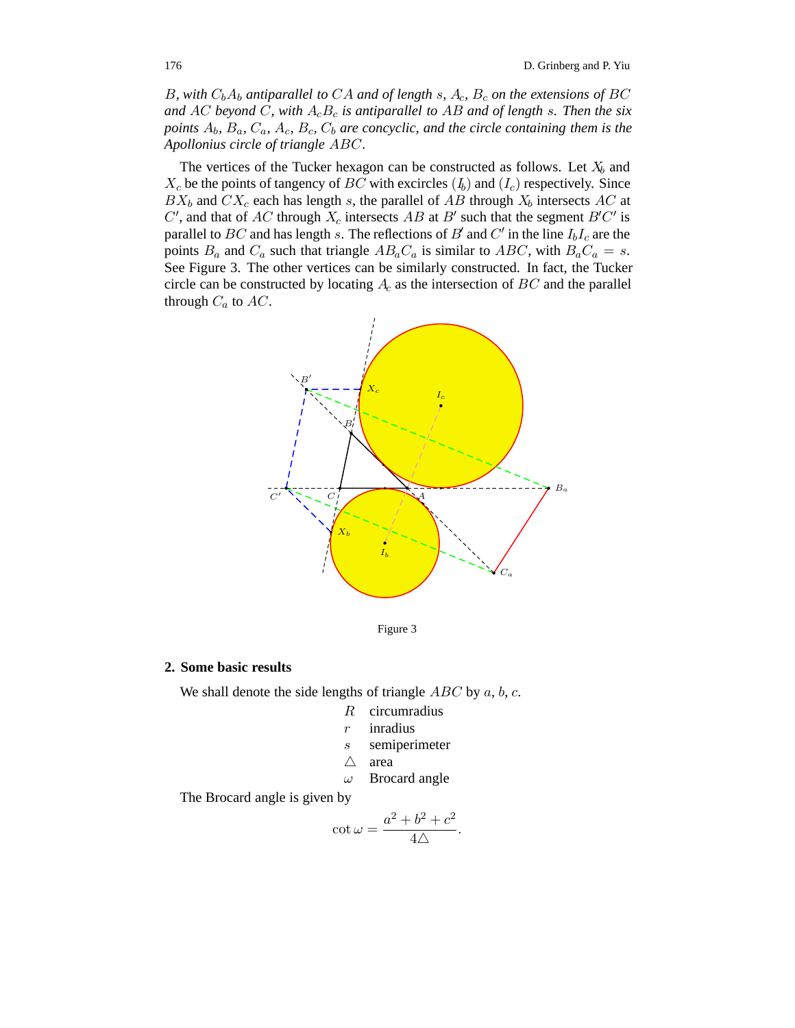*$B$, with $C_bA_b$ antiparallel to $CA$ and of length $s$, $A_c$, $B_c$ on the extensions of $BC$ and $AC$ beyond $C$, with $A_cB_c$ is antiparallel to $AB$ and of length $s$. Then the six points $A_b$, $B_a$, $C_a$, $A_c$, $B_c$, $C_b$ are concyclic, and the circle containing them is the Apollonius circle of triangle $ABC$.*

The vertices of the Tucker hexagon can be constructed as follows. Let $X_b$ and $X_c$ be the points of tangency of $BC$ with excircles $(I_b)$ and $(I_c)$ respectively. Since $BX_b$ and $CX_c$ each has length $s$, the parallel of $AB$ through $X_b$ intersects $AC$ at $C'$, and that of $AC$ through $X_c$ intersects $AB$ at $B'$ such that the segment $B'C'$ is parallel to $BC$ and has length $s$. The reflections of $B'$ and $C'$ in the line $I_bI_c$ are the points $B_a$ and $C_a$ such that triangle $AB_aC_a$ is similar to $ABC$, with $B_aC_a = s$. See Figure 3. The other vertices can be similarly constructed. In fact, the Tucker circle can be constructed by locating $A_c$ as the intersection of $BC$ and the parallel through $C_a$ to $AC$.

Figure 3

## 2. Some basic results

We shall denote the side lengths of triangle $ABC$ by $a$, $b$, $c$.

| | |
|---|---|
| $R$ | circumradius |
| $r$ | inradius |
| $s$ | semiperimeter |
| $\triangle$ | area |
| $\omega$ | Brocard angle |

The Brocard angle is given by

$$\cot \omega = \frac{a^2 + b^2 + c^2}{4\triangle}.$$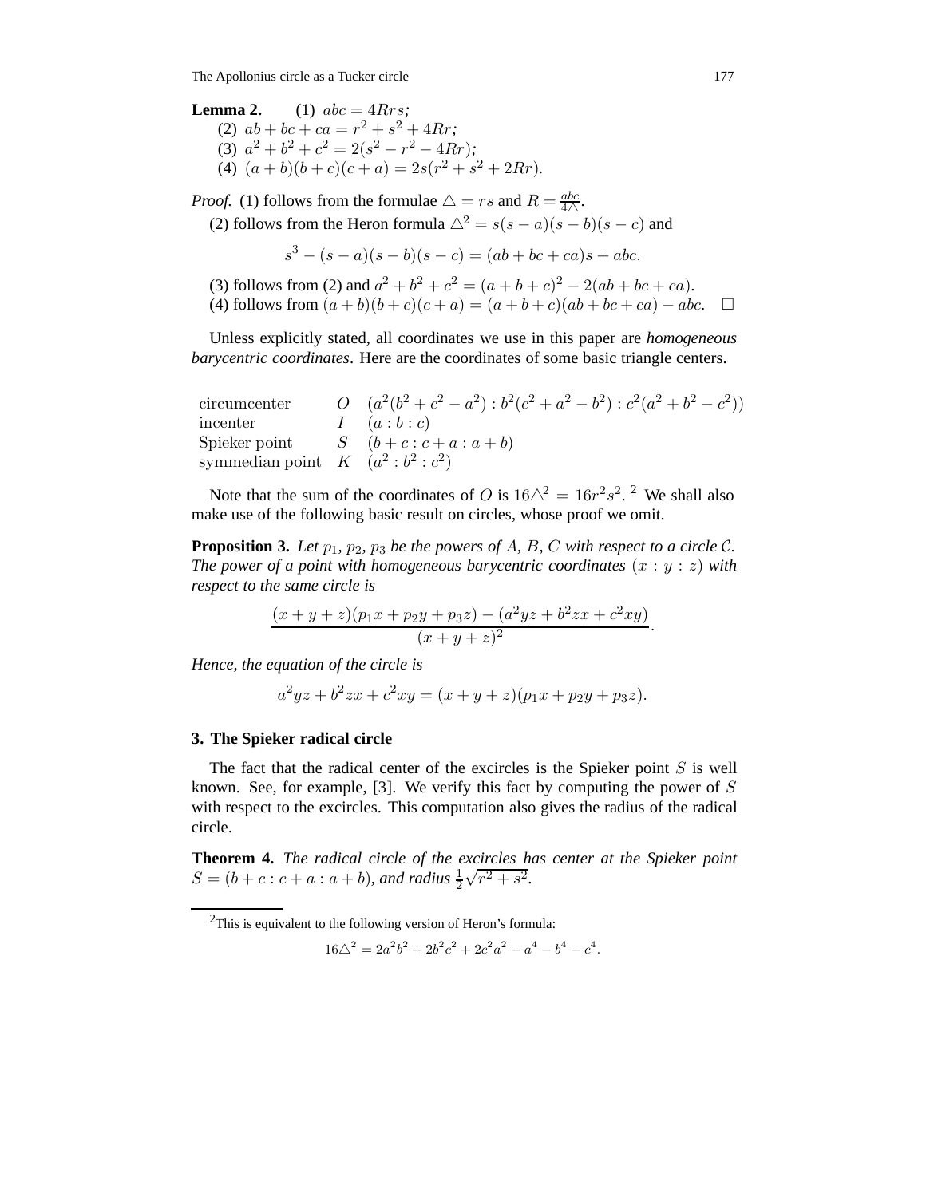**Lemma 2.** (1) $abc = 4Rrs$;
(2) $ab + bc + ca = r^2 + s^2 + 4Rr$;
(3) $a^2 + b^2 + c^2 = 2(s^2 - r^2 - 4Rr)$;
(4) $(a + b)(b + c)(c + a) = 2s(r^2 + s^2 + 2Rr)$.

*Proof.* (1) follows from the formulae $\triangle = rs$ and $R = \frac{abc}{4\triangle}$.

(2) follows from the Heron formula $\triangle^2 = s(s - a)(s - b)(s - c)$ and

$$s^3 - (s - a)(s - b)(s - c) = (ab + bc + ca)s + abc.$$

(3) follows from (2) and $a^2 + b^2 + c^2 = (a + b + c)^2 - 2(ab + bc + ca)$.

(4) follows from $(a + b)(b + c)(c + a) = (a + b + c)(ab + bc + ca) - abc$. $\square$

Unless explicitly stated, all coordinates we use in this paper are *homogeneous barycentric coordinates*. Here are the coordinates of some basic triangle centers.

| | | |
|---|---|---|
| circumcenter | $O$ | $(a^2(b^2 + c^2 - a^2) : b^2(c^2 + a^2 - b^2) : c^2(a^2 + b^2 - c^2))$ |
| incenter | $I$ | $(a : b : c)$ |
| Spieker point | $S$ | $(b + c : c + a : a + b)$ |
| symmedian point | $K$ | $(a^2 : b^2 : c^2)$ |

Note that the sum of the coordinates of $O$ is $16\triangle^2 = 16r^2s^2$. [2] We shall also make use of the following basic result on circles, whose proof we omit.

**Proposition 3.** *Let $p_1$, $p_2$, $p_3$ be the powers of $A$, $B$, $C$ with respect to a circle $\mathcal{C}$. The power of a point with homogeneous barycentric coordinates $(x : y : z)$ with respect to the same circle is*

$$\frac{(x + y + z)(p_1x + p_2y + p_3z) - (a^2yz + b^2zx + c^2xy)}{(x + y + z)^2}.$$

*Hence, the equation of the circle is*

$$a^2yz + b^2zx + c^2xy = (x + y + z)(p_1x + p_2y + p_3z).$$

## 3. The Spieker radical circle

The fact that the radical center of the excircles is the Spieker point $S$ is well known. See, for example, [3]. We verify this fact by computing the power of $S$ with respect to the excircles. This computation also gives the radius of the radical circle.

**Theorem 4.** *The radical circle of the excircles has center at the Spieker point $S = (b + c : c + a : a + b)$, and radius $\frac{1}{2}\sqrt{r^2 + s^2}$.*

---

[2] This is equivalent to the following version of Heron's formula:

$$16\triangle^2 = 2a^2b^2 + 2b^2c^2 + 2c^2a^2 - a^4 - b^4 - c^4.$$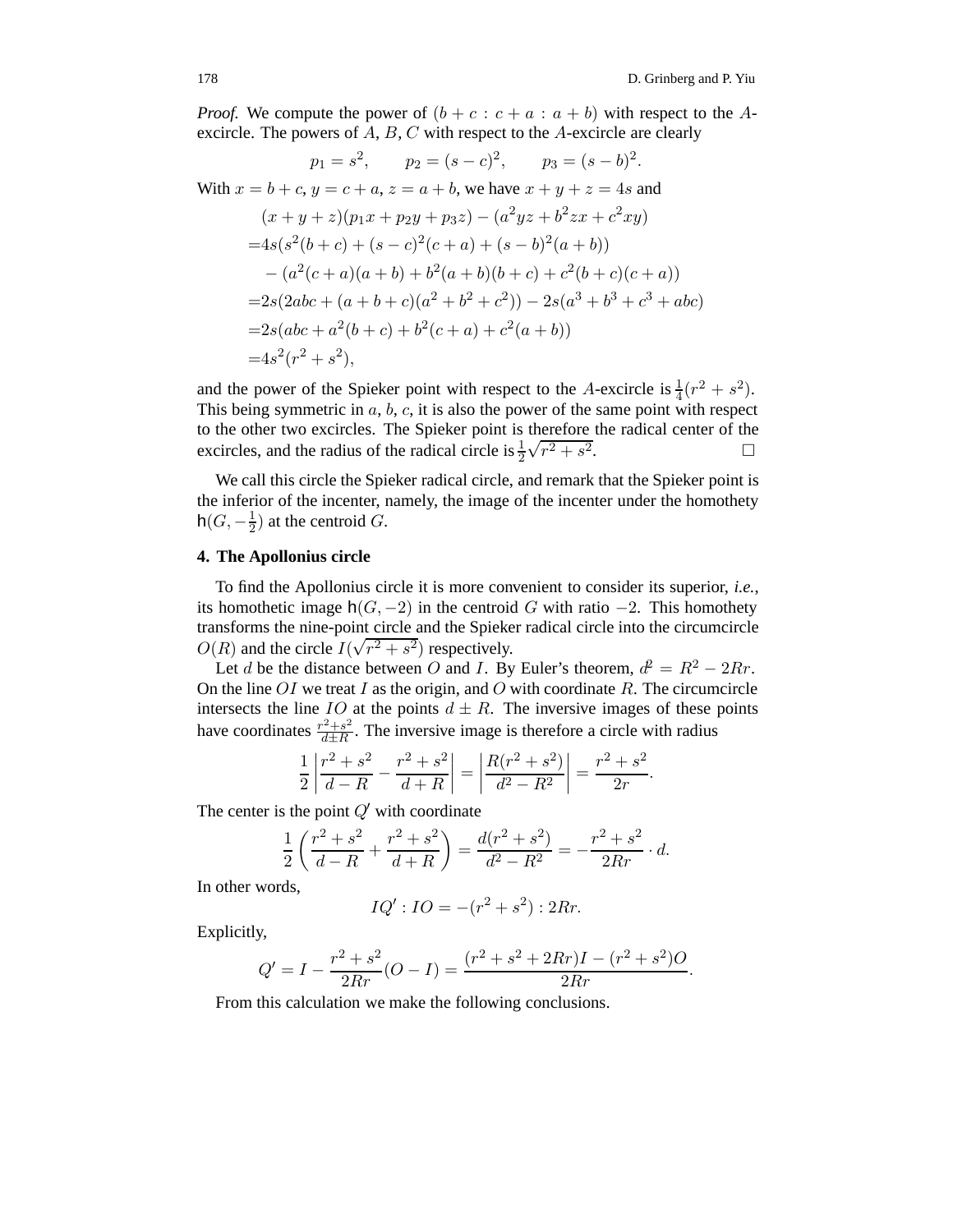*Proof.* We compute the power of $(b + c : c + a : a + b)$ with respect to the $A$-excircle. The powers of $A$, $B$, $C$ with respect to the $A$-excircle are clearly

$$p_1 = s^2, \qquad p_2 = (s-c)^2, \qquad p_3 = (s-b)^2.$$

With $x = b + c$, $y = c + a$, $z = a + b$, we have $x + y + z = 4s$ and

$$\begin{aligned}
&(x+y+z)(p_1 x + p_2 y + p_3 z) - (a^2 yz + b^2 zx + c^2 xy) \\
=&4s(s^2(b+c) + (s-c)^2(c+a) + (s-b)^2(a+b)) \\
&- (a^2(c+a)(a+b) + b^2(a+b)(b+c) + c^2(b+c)(c+a)) \\
=&2s(2abc + (a+b+c)(a^2+b^2+c^2)) - 2s(a^3+b^3+c^3+abc) \\
=&2s(abc + a^2(b+c) + b^2(c+a) + c^2(a+b)) \\
=&4s^2(r^2+s^2),
\end{aligned}$$

and the power of the Spieker point with respect to the $A$-excircle is $\frac{1}{4}(r^2 + s^2)$. This being symmetric in $a$, $b$, $c$, it is also the power of the same point with respect to the other two excircles. The Spieker point is therefore the radical center of the excircles, and the radius of the radical circle is $\frac{1}{2}\sqrt{r^2+s^2}$. $\square$

We call this circle the Spieker radical circle, and remark that the Spieker point is the inferior of the incenter, namely, the image of the incenter under the homothety $\mathsf{h}(G, -\frac{1}{2})$ at the centroid $G$.

## 4. The Apollonius circle

To find the Apollonius circle it is more convenient to consider its superior, *i.e.*, its homothetic image $\mathsf{h}(G, -2)$ in the centroid $G$ with ratio $-2$. This homothety transforms the nine-point circle and the Spieker radical circle into the circumcircle $O(R)$ and the circle $I(\sqrt{r^2+s^2})$ respectively.

Let $d$ be the distance between $O$ and $I$. By Euler's theorem, $d^2 = R^2 - 2Rr$. On the line $OI$ we treat $I$ as the origin, and $O$ with coordinate $R$. The circumcircle intersects the line $IO$ at the points $d \pm R$. The inversive images of these points have coordinates $\frac{r^2+s^2}{d \pm R}$. The inversive image is therefore a circle with radius

$$\frac{1}{2}\left|\frac{r^2+s^2}{d-R} - \frac{r^2+s^2}{d+R}\right| = \left|\frac{R(r^2+s^2)}{d^2-R^2}\right| = \frac{r^2+s^2}{2r}.$$

The center is the point $Q'$ with coordinate

$$\frac{1}{2}\left(\frac{r^2+s^2}{d-R} + \frac{r^2+s^2}{d+R}\right) = \frac{d(r^2+s^2)}{d^2-R^2} = -\frac{r^2+s^2}{2Rr} \cdot d.$$

In other words,

$$IQ' : IO = -(r^2+s^2) : 2Rr.$$

Explicitly,

$$Q' = I - \frac{r^2+s^2}{2Rr}(O - I) = \frac{(r^2+s^2+2Rr)I - (r^2+s^2)O}{2Rr}.$$

From this calculation we make the following conclusions.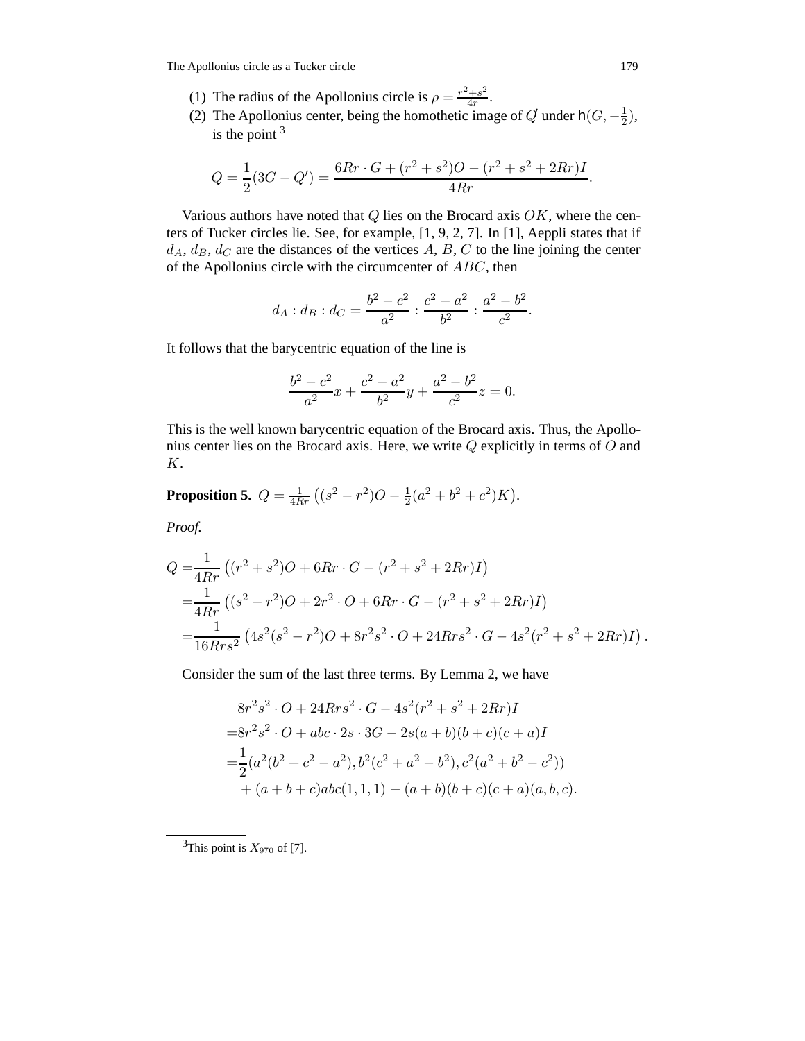(1) The radius of the Apollonius circle is $\rho = \frac{r^2+s^2}{4r}$.

(2) The Apollonius center, being the homothetic image of $Q'$ under $h(G, -\frac{1}{2})$, is the point [3]

$$Q = \frac{1}{2}(3G - Q') = \frac{6Rr \cdot G + (r^2+s^2)O - (r^2+s^2+2Rr)I}{4Rr}.$$

Various authors have noted that $Q$ lies on the Brocard axis $OK$, where the centers of Tucker circles lie. See, for example, [1, 9, 2, 7]. In [1], Aeppli states that if $d_A$, $d_B$, $d_C$ are the distances of the vertices $A$, $B$, $C$ to the line joining the center of the Apollonius circle with the circumcenter of $ABC$, then

$$d_A : d_B : d_C = \frac{b^2-c^2}{a^2} : \frac{c^2-a^2}{b^2} : \frac{a^2-b^2}{c^2}.$$

It follows that the barycentric equation of the line is

$$\frac{b^2-c^2}{a^2}x + \frac{c^2-a^2}{b^2}y + \frac{a^2-b^2}{c^2}z = 0.$$

This is the well known barycentric equation of the Brocard axis. Thus, the Apollonius center lies on the Brocard axis. Here, we write $Q$ explicitly in terms of $O$ and $K$.

**Proposition 5.** $Q = \frac{1}{4Rr}\left((s^2-r^2)O - \frac{1}{2}(a^2+b^2+c^2)K\right)$.

*Proof.*

$$\begin{aligned}
Q =& \frac{1}{4Rr}\left((r^2+s^2)O + 6Rr \cdot G - (r^2+s^2+2Rr)I\right)\\
=& \frac{1}{4Rr}\left((s^2-r^2)O + 2r^2 \cdot O + 6Rr \cdot G - (r^2+s^2+2Rr)I\right)\\
=& \frac{1}{16Rrs^2}\left(4s^2(s^2-r^2)O + 8r^2s^2 \cdot O + 24Rrs^2 \cdot G - 4s^2(r^2+s^2+2Rr)I\right).
\end{aligned}$$

Consider the sum of the last three terms. By Lemma 2, we have

$$\begin{aligned}
& 8r^2s^2 \cdot O + 24Rrs^2 \cdot G - 4s^2(r^2+s^2+2Rr)I\\
=& 8r^2s^2 \cdot O + abc \cdot 2s \cdot 3G - 2s(a+b)(b+c)(c+a)I\\
=& \frac{1}{2}(a^2(b^2+c^2-a^2), b^2(c^2+a^2-b^2), c^2(a^2+b^2-c^2))\\
& + (a+b+c)abc(1,1,1) - (a+b)(b+c)(c+a)(a,b,c).
\end{aligned}$$

---

[3] This point is $X_{970}$ of [7].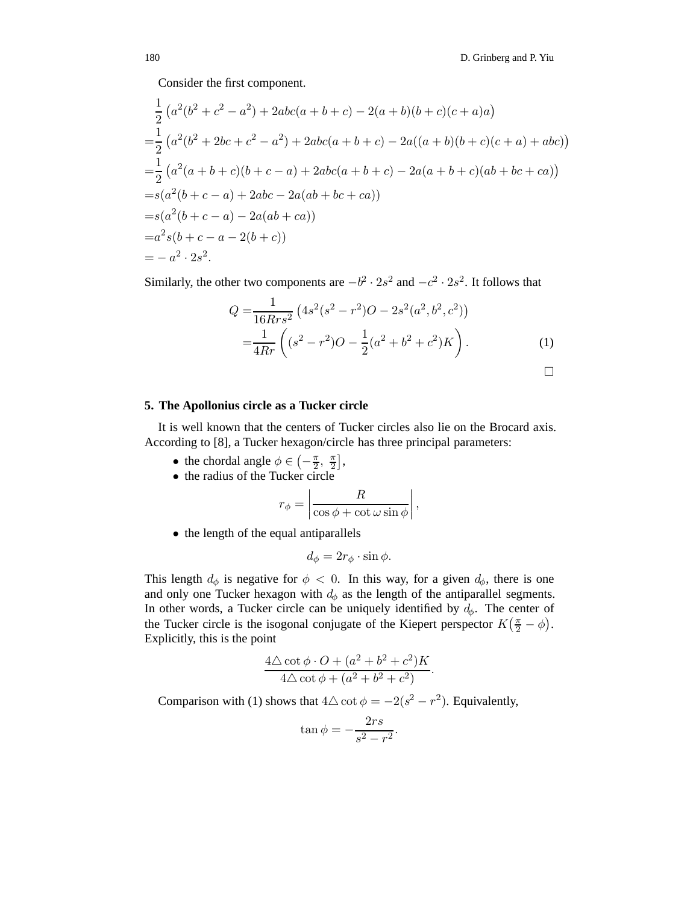Consider the first component.

$$
\begin{aligned}
&\frac{1}{2}\left(a^2(b^2+c^2-a^2)+2abc(a+b+c)-2(a+b)(b+c)(c+a)a\right)\\
=&\frac{1}{2}\left(a^2(b^2+2bc+c^2-a^2)+2abc(a+b+c)-2a((a+b)(b+c)(c+a)+abc)\right)\\
=&\frac{1}{2}\left(a^2(a+b+c)(b+c-a)+2abc(a+b+c)-2a(a+b+c)(ab+bc+ca)\right)\\
=&s(a^2(b+c-a)+2abc-2a(ab+bc+ca))\\
=&s(a^2(b+c-a)-2a(ab+ca))\\
=&a^2s(b+c-a-2(b+c))\\
=&-a^2\cdot 2s^2.
\end{aligned}
$$

Similarly, the other two components are $-b^2\cdot 2s^2$ and $-c^2\cdot 2s^2$. It follows that

$$
\begin{aligned}
Q=&\frac{1}{16Rrs^2}\left(4s^2(s^2-r^2)O-2s^2(a^2,b^2,c^2)\right)\\
=&\frac{1}{4Rr}\left((s^2-r^2)O-\frac{1}{2}(a^2+b^2+c^2)K\right). \qquad (1)
\end{aligned}
$$

□

## 5. The Apollonius circle as a Tucker circle

It is well known that the centers of Tucker circles also lie on the Brocard axis. According to [8], a Tucker hexagon/circle has three principal parameters:

- the chordal angle $\phi\in\left(-\frac{\pi}{2},\ \frac{\pi}{2}\right]$,
- the radius of the Tucker circle

$$
r_\phi=\left|\frac{R}{\cos\phi+\cot\omega\sin\phi}\right|,
$$

- the length of the equal antiparallels

$$
d_\phi=2r_\phi\cdot\sin\phi.
$$

This length $d_\phi$ is negative for $\phi<0$. In this way, for a given $d_\phi$, there is one and only one Tucker hexagon with $d_\phi$ as the length of the antiparallel segments. In other words, a Tucker circle can be uniquely identified by $d_\phi$. The center of the Tucker circle is the isogonal conjugate of the Kiepert perspector $K\left(\frac{\pi}{2}-\phi\right)$. Explicitly, this is the point

$$
\frac{4\triangle\cot\phi\cdot O+(a^2+b^2+c^2)K}{4\triangle\cot\phi+(a^2+b^2+c^2)}.
$$

Comparison with (1) shows that $4\triangle\cot\phi=-2(s^2-r^2)$. Equivalently,

$$
\tan\phi=-\frac{2rs}{s^2-r^2}.
$$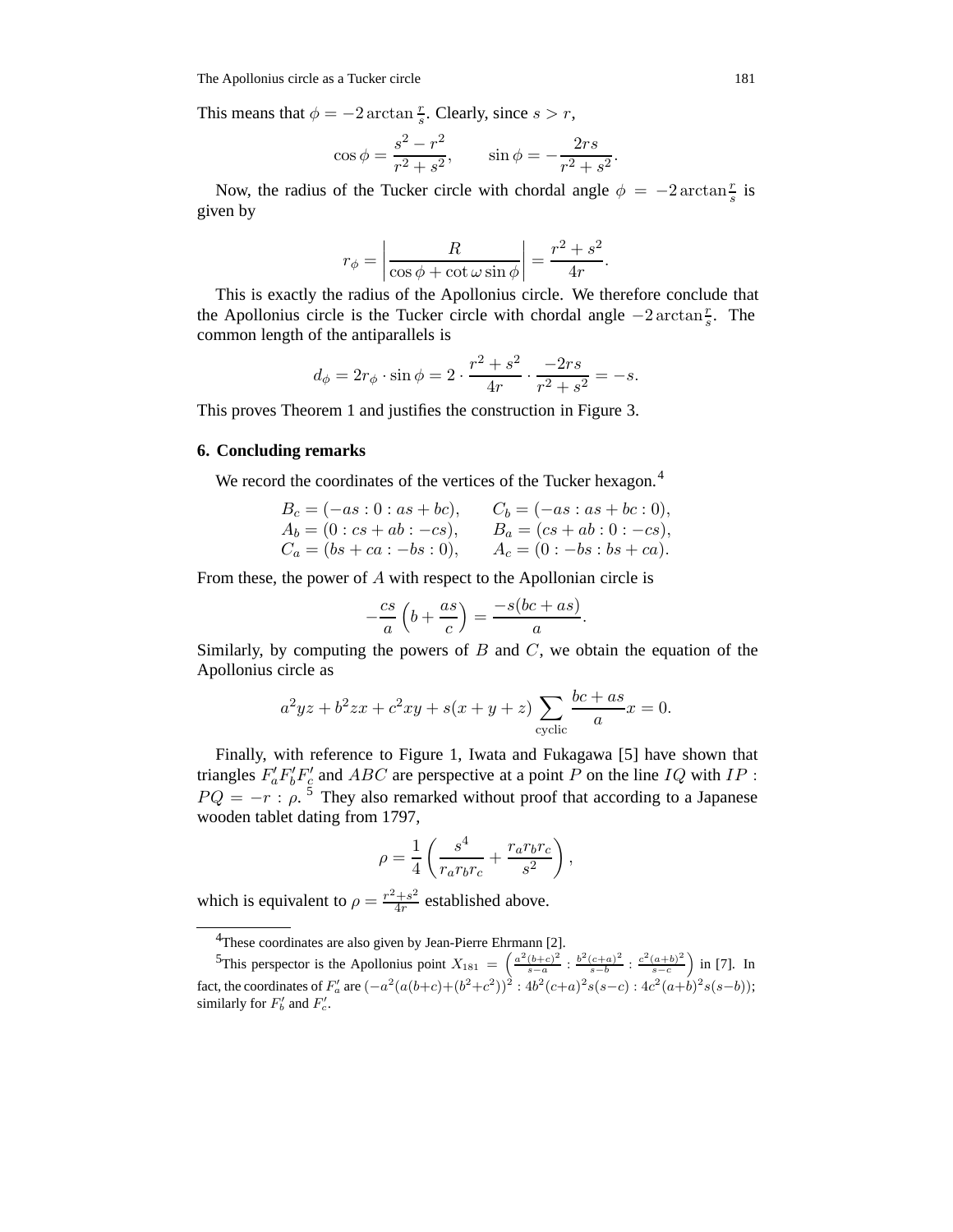This means that $\phi = -2 \arctan \frac{r}{s}$. Clearly, since $s > r$,

$$\cos \phi = \frac{s^2 - r^2}{r^2 + s^2}, \qquad \sin \phi = -\frac{2rs}{r^2 + s^2}.$$

Now, the radius of the Tucker circle with chordal angle $\phi = -2 \arctan \frac{r}{s}$ is given by

$$r_\phi = \left| \frac{R}{\cos \phi + \cot \omega \sin \phi} \right| = \frac{r^2 + s^2}{4r}.$$

This is exactly the radius of the Apollonius circle. We therefore conclude that the Apollonius circle is the Tucker circle with chordal angle $-2 \arctan \frac{r}{s}$. The common length of the antiparallels is

$$d_\phi = 2r_\phi \cdot \sin \phi = 2 \cdot \frac{r^2 + s^2}{4r} \cdot \frac{-2rs}{r^2 + s^2} = -s.$$

This proves Theorem 1 and justifies the construction in Figure 3.

## 6. Concluding remarks

We record the coordinates of the vertices of the Tucker hexagon.[4]

$$\begin{array}{ll} B_c = (-as : 0 : as + bc), & C_b = (-as : as + bc : 0), \\ A_b = (0 : cs + ab : -cs), & B_a = (cs + ab : 0 : -cs), \\ C_a = (bs + ca : -bs : 0), & A_c = (0 : -bs : bs + ca). \end{array}$$

From these, the power of $A$ with respect to the Apollonian circle is

$$-\frac{cs}{a} \left( b + \frac{as}{c} \right) = \frac{-s(bc + as)}{a}.$$

Similarly, by computing the powers of $B$ and $C$, we obtain the equation of the Apollonius circle as

$$a^2yz + b^2zx + c^2xy + s(x + y + z) \sum_{\text{cyclic}} \frac{bc + as}{a} x = 0.$$

Finally, with reference to Figure 1, Iwata and Fukagawa [5] have shown that triangles $F_a'F_b'F_c'$ and $ABC$ are perspective at a point $P$ on the line $IQ$ with $IP : PQ = -r : \rho$.[5] They also remarked without proof that according to a Japanese wooden tablet dating from 1797,

$$\rho = \frac{1}{4} \left( \frac{s^4}{r_a r_b r_c} + \frac{r_a r_b r_c}{s^2} \right),$$

which is equivalent to $\rho = \frac{r^2 + s^2}{4r}$ established above.

---

[4] These coordinates are also given by Jean-Pierre Ehrmann [2].

[5] This perspector is the Apollonius point $X_{181} = \left( \frac{a^2(b+c)^2}{s-a} : \frac{b^2(c+a)^2}{s-b} : \frac{c^2(a+b)^2}{s-c} \right)$ in [7]. In fact, the coordinates of $F_a'$ are $(-a^2(a(b+c)+(b^2+c^2))^2 : 4b^2(c+a)^2 s(s-c) : 4c^2(a+b)^2 s(s-b))$; similarly for $F_b'$ and $F_c'$.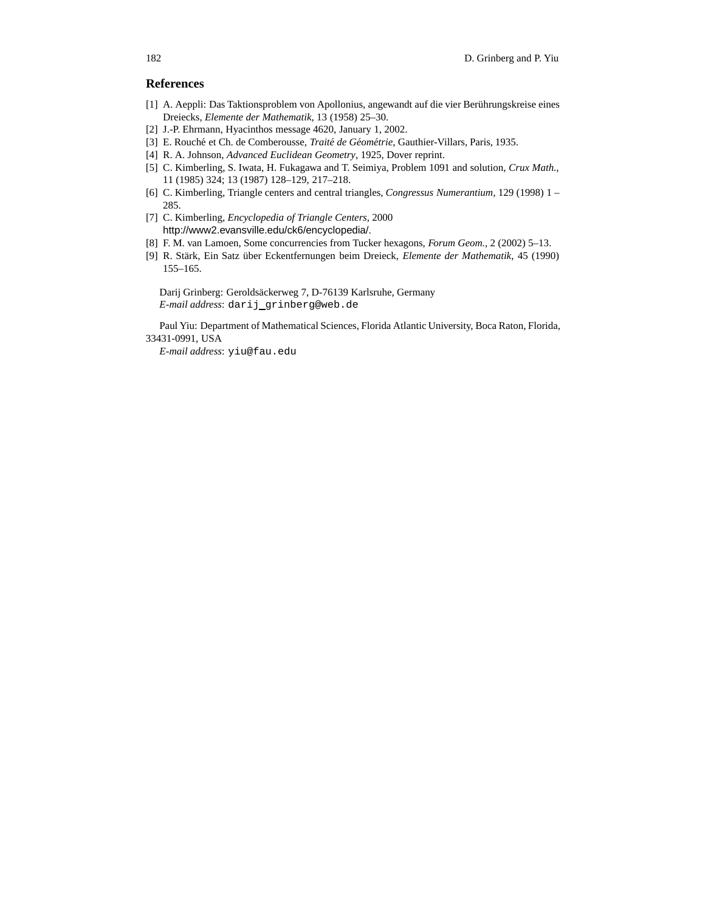## References

[1] A. Aeppli: Das Taktionsproblem von Apollonius, angewandt auf die vier Berührungskreise eines Dreiecks, *Elemente der Mathematik*, 13 (1958) 25–30.

[2] J.-P. Ehrmann, Hyacinthos message 4620, January 1, 2002.

[3] E. Rouché et Ch. de Comberousse, *Traité de Géométrie*, Gauthier-Villars, Paris, 1935.

[4] R. A. Johnson, *Advanced Euclidean Geometry*, 1925, Dover reprint.

[5] C. Kimberling, S. Iwata, H. Fukagawa and T. Seimiya, Problem 1091 and solution, *Crux Math.*, 11 (1985) 324; 13 (1987) 128–129, 217–218.

[6] C. Kimberling, Triangle centers and central triangles, *Congressus Numerantium*, 129 (1998) 1 – 285.

[7] C. Kimberling, *Encyclopedia of Triangle Centers*, 2000 http://www2.evansville.edu/ck6/encyclopedia/.

[8] F. M. van Lamoen, Some concurrencies from Tucker hexagons, *Forum Geom.*, 2 (2002) 5–13.

[9] R. Stärk, Ein Satz über Eckentfernungen beim Dreieck, *Elemente der Mathematik*, 45 (1990) 155–165.

Darij Grinberg: Geroldsäckerweg 7, D-76139 Karlsruhe, Germany
*E-mail address*: darij_grinberg@web.de

Paul Yiu: Department of Mathematical Sciences, Florida Atlantic University, Boca Raton, Florida, 33431-0991, USA
*E-mail address*: yiu@fau.edu